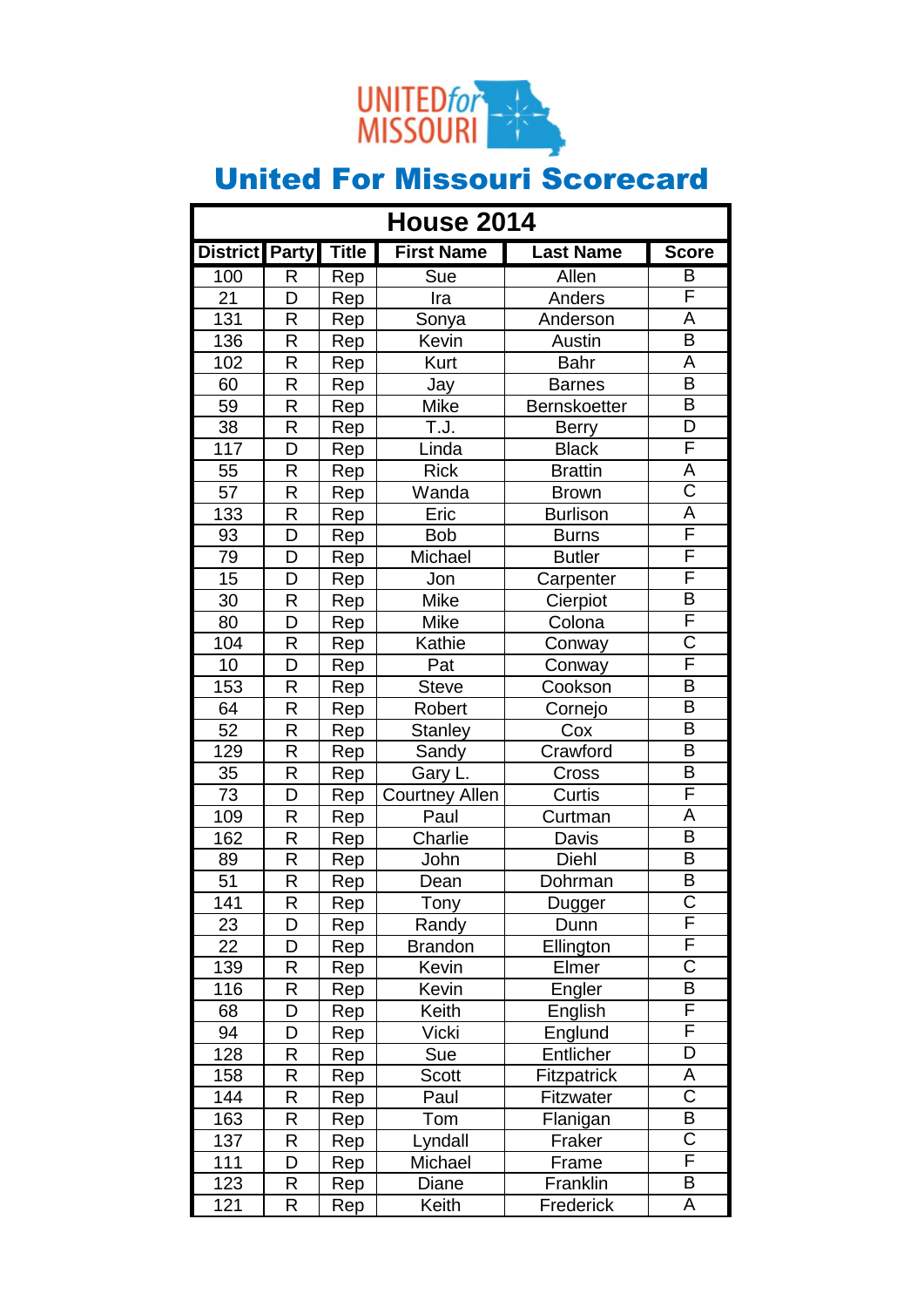UNITED for MISSOURI

# United For Missouri Scorecard

## House 2014

| District | Party | Title | First Name | Last Name | Score |
|---|---|---|---|---|---|
| 100 | R | Rep | Sue | Allen | B |
| 21 | D | Rep | Ira | Anders | F |
| 131 | R | Rep | Sonya | Anderson | A |
| 136 | R | Rep | Kevin | Austin | B |
| 102 | R | Rep | Kurt | Bahr | A |
| 60 | R | Rep | Jay | Barnes | B |
| 59 | R | Rep | Mike | Bernskoetter | B |
| 38 | R | Rep | T.J. | Berry | D |
| 117 | D | Rep | Linda | Black | F |
| 55 | R | Rep | Rick | Brattin | A |
| 57 | R | Rep | Wanda | Brown | C |
| 133 | R | Rep | Eric | Burlison | A |
| 93 | D | Rep | Bob | Burns | F |
| 79 | D | Rep | Michael | Butler | F |
| 15 | D | Rep | Jon | Carpenter | F |
| 30 | R | Rep | Mike | Cierpiot | B |
| 80 | D | Rep | Mike | Colona | F |
| 104 | R | Rep | Kathie | Conway | C |
| 10 | D | Rep | Pat | Conway | F |
| 153 | R | Rep | Steve | Cookson | B |
| 64 | R | Rep | Robert | Cornejo | B |
| 52 | R | Rep | Stanley | Cox | B |
| 129 | R | Rep | Sandy | Crawford | B |
| 35 | R | Rep | Gary L. | Cross | B |
| 73 | D | Rep | Courtney Allen | Curtis | F |
| 109 | R | Rep | Paul | Curtman | A |
| 162 | R | Rep | Charlie | Davis | B |
| 89 | R | Rep | John | Diehl | B |
| 51 | R | Rep | Dean | Dohrman | B |
| 141 | R | Rep | Tony | Dugger | C |
| 23 | D | Rep | Randy | Dunn | F |
| 22 | D | Rep | Brandon | Ellington | F |
| 139 | R | Rep | Kevin | Elmer | C |
| 116 | R | Rep | Kevin | Engler | B |
| 68 | D | Rep | Keith | English | F |
| 94 | D | Rep | Vicki | Englund | F |
| 128 | R | Rep | Sue | Entlicher | D |
| 158 | R | Rep | Scott | Fitzpatrick | A |
| 144 | R | Rep | Paul | Fitzwater | C |
| 163 | R | Rep | Tom | Flanigan | B |
| 137 | R | Rep | Lyndall | Fraker | C |
| 111 | D | Rep | Michael | Frame | F |
| 123 | R | Rep | Diane | Franklin | B |
| 121 | R | Rep | Keith | Frederick | A |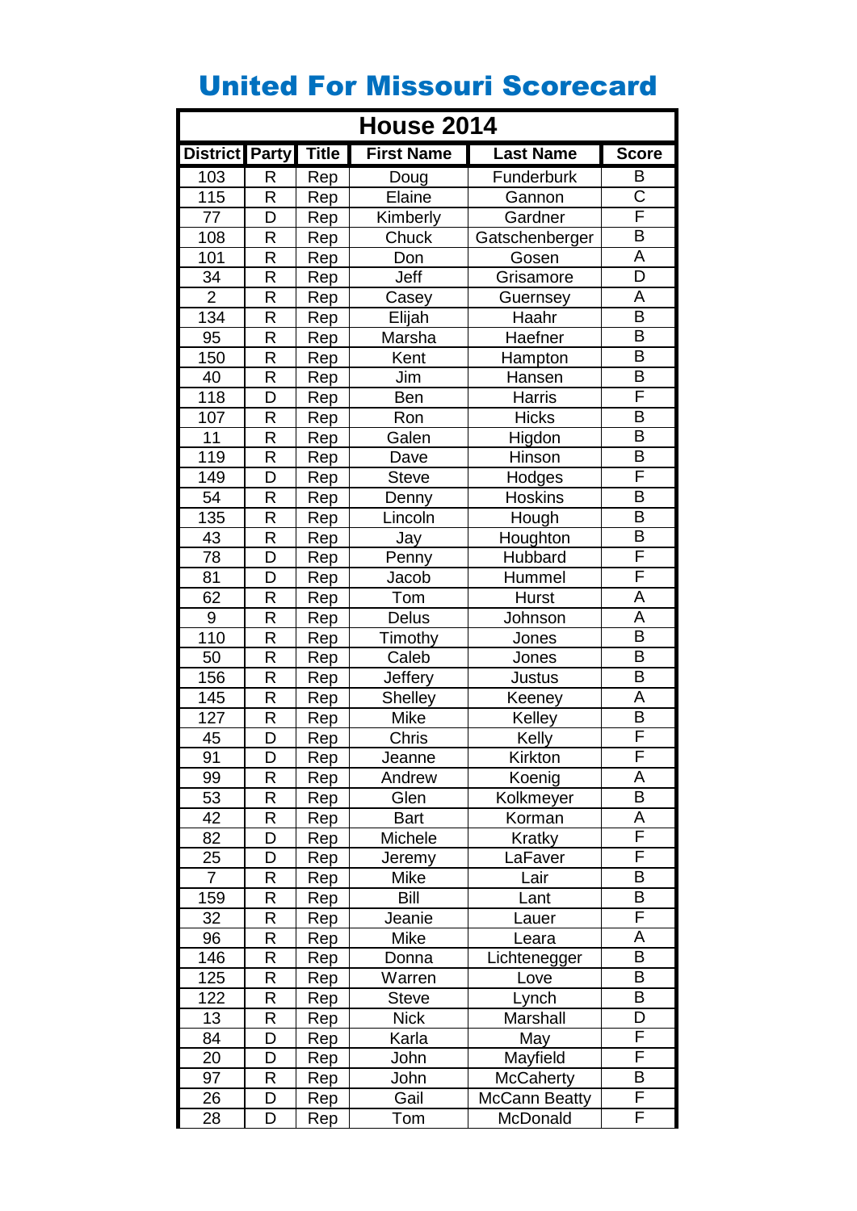# United For Missouri Scorecard

| House 2014 | | | | | |
|---|---|---|---|---|---|
| District | Party | Title | First Name | Last Name | Score |
| 103 | R | Rep | Doug | Funderburk | B |
| 115 | R | Rep | Elaine | Gannon | C |
| 77 | D | Rep | Kimberly | Gardner | F |
| 108 | R | Rep | Chuck | Gatschenberger | B |
| 101 | R | Rep | Don | Gosen | A |
| 34 | R | Rep | Jeff | Grisamore | D |
| 2 | R | Rep | Casey | Guernsey | A |
| 134 | R | Rep | Elijah | Haahr | B |
| 95 | R | Rep | Marsha | Haefner | B |
| 150 | R | Rep | Kent | Hampton | B |
| 40 | R | Rep | Jim | Hansen | B |
| 118 | D | Rep | Ben | Harris | F |
| 107 | R | Rep | Ron | Hicks | B |
| 11 | R | Rep | Galen | Higdon | B |
| 119 | R | Rep | Dave | Hinson | B |
| 149 | D | Rep | Steve | Hodges | F |
| 54 | R | Rep | Denny | Hoskins | B |
| 135 | R | Rep | Lincoln | Hough | B |
| 43 | R | Rep | Jay | Houghton | B |
| 78 | D | Rep | Penny | Hubbard | F |
| 81 | D | Rep | Jacob | Hummel | F |
| 62 | R | Rep | Tom | Hurst | A |
| 9 | R | Rep | Delus | Johnson | A |
| 110 | R | Rep | Timothy | Jones | B |
| 50 | R | Rep | Caleb | Jones | B |
| 156 | R | Rep | Jeffery | Justus | B |
| 145 | R | Rep | Shelley | Keeney | A |
| 127 | R | Rep | Mike | Kelley | B |
| 45 | D | Rep | Chris | Kelly | F |
| 91 | D | Rep | Jeanne | Kirkton | F |
| 99 | R | Rep | Andrew | Koenig | A |
| 53 | R | Rep | Glen | Kolkmeyer | B |
| 42 | R | Rep | Bart | Korman | A |
| 82 | D | Rep | Michele | Kratky | F |
| 25 | D | Rep | Jeremy | LaFaver | F |
| 7 | R | Rep | Mike | Lair | B |
| 159 | R | Rep | Bill | Lant | B |
| 32 | R | Rep | Jeanie | Lauer | F |
| 96 | R | Rep | Mike | Leara | A |
| 146 | R | Rep | Donna | Lichtenegger | B |
| 125 | R | Rep | Warren | Love | B |
| 122 | R | Rep | Steve | Lynch | B |
| 13 | R | Rep | Nick | Marshall | D |
| 84 | D | Rep | Karla | May | F |
| 20 | D | Rep | John | Mayfield | F |
| 97 | R | Rep | John | McCaherty | B |
| 26 | D | Rep | Gail | McCann Beatty | F |
| 28 | D | Rep | Tom | McDonald | F |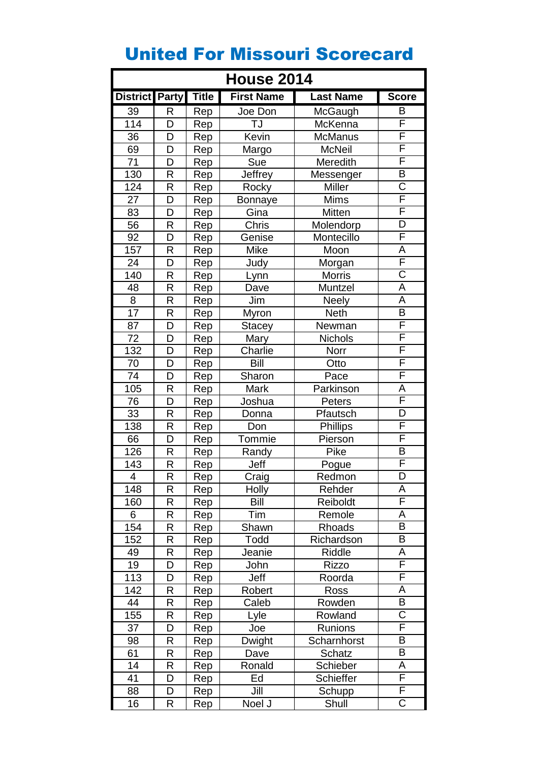# United For Missouri Scorecard

| House 2014 | | | | | |
|---|---|---|---|---|---|
| District | Party | Title | First Name | Last Name | Score |
| 39 | R | Rep | Joe Don | McGaugh | B |
| 114 | D | Rep | TJ | McKenna | F |
| 36 | D | Rep | Kevin | McManus | F |
| 69 | D | Rep | Margo | McNeil | F |
| 71 | D | Rep | Sue | Meredith | F |
| 130 | R | Rep | Jeffrey | Messenger | B |
| 124 | R | Rep | Rocky | Miller | C |
| 27 | D | Rep | Bonnaye | Mims | F |
| 83 | D | Rep | Gina | Mitten | F |
| 56 | R | Rep | Chris | Molendorp | D |
| 92 | D | Rep | Genise | Montecillo | F |
| 157 | R | Rep | Mike | Moon | A |
| 24 | D | Rep | Judy | Morgan | F |
| 140 | R | Rep | Lynn | Morris | C |
| 48 | R | Rep | Dave | Muntzel | A |
| 8 | R | Rep | Jim | Neely | A |
| 17 | R | Rep | Myron | Neth | B |
| 87 | D | Rep | Stacey | Newman | F |
| 72 | D | Rep | Mary | Nichols | F |
| 132 | D | Rep | Charlie | Norr | F |
| 70 | D | Rep | Bill | Otto | F |
| 74 | D | Rep | Sharon | Pace | F |
| 105 | R | Rep | Mark | Parkinson | A |
| 76 | D | Rep | Joshua | Peters | F |
| 33 | R | Rep | Donna | Pfautsch | D |
| 138 | R | Rep | Don | Phillips | F |
| 66 | D | Rep | Tommie | Pierson | F |
| 126 | R | Rep | Randy | Pike | B |
| 143 | R | Rep | Jeff | Pogue | F |
| 4 | R | Rep | Craig | Redmon | D |
| 148 | R | Rep | Holly | Rehder | A |
| 160 | R | Rep | Bill | Reiboldt | F |
| 6 | R | Rep | Tim | Remole | A |
| 154 | R | Rep | Shawn | Rhoads | B |
| 152 | R | Rep | Todd | Richardson | B |
| 49 | R | Rep | Jeanie | Riddle | A |
| 19 | D | Rep | John | Rizzo | F |
| 113 | D | Rep | Jeff | Roorda | F |
| 142 | R | Rep | Robert | Ross | A |
| 44 | R | Rep | Caleb | Rowden | B |
| 155 | R | Rep | Lyle | Rowland | C |
| 37 | D | Rep | Joe | Runions | F |
| 98 | R | Rep | Dwight | Scharnhorst | B |
| 61 | R | Rep | Dave | Schatz | B |
| 14 | R | Rep | Ronald | Schieber | A |
| 41 | D | Rep | Ed | Schieffer | F |
| 88 | D | Rep | Jill | Schupp | F |
| 16 | R | Rep | Noel J | Shull | C |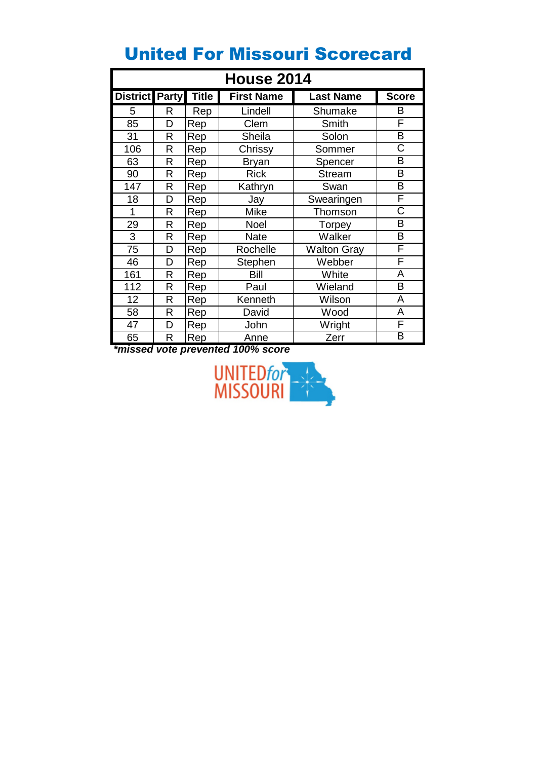# United For Missouri Scorecard

| House 2014 | | | | | |
|---|---|---|---|---|---|
| **District** | **Party** | **Title** | **First Name** | **Last Name** | **Score** |
| 5 | R | Rep | Lindell | Shumake | B |
| 85 | D | Rep | Clem | Smith | F |
| 31 | R | Rep | Sheila | Solon | B |
| 106 | R | Rep | Chrissy | Sommer | C |
| 63 | R | Rep | Bryan | Spencer | B |
| 90 | R | Rep | Rick | Stream | B |
| 147 | R | Rep | Kathryn | Swan | B |
| 18 | D | Rep | Jay | Swearingen | F |
| 1 | R | Rep | Mike | Thomson | C |
| 29 | R | Rep | Noel | Torpey | B |
| 3 | R | Rep | Nate | Walker | B |
| 75 | D | Rep | Rochelle | Walton Gray | F |
| 46 | D | Rep | Stephen | Webber | F |
| 161 | R | Rep | Bill | White | A |
| 112 | R | Rep | Paul | Wieland | B |
| 12 | R | Rep | Kenneth | Wilson | A |
| 58 | R | Rep | David | Wood | A |
| 47 | D | Rep | John | Wright | F |
| 65 | R | Rep | Anne | Zerr | B |

***missed vote prevented 100% score***

UNITED *for* MISSOURI